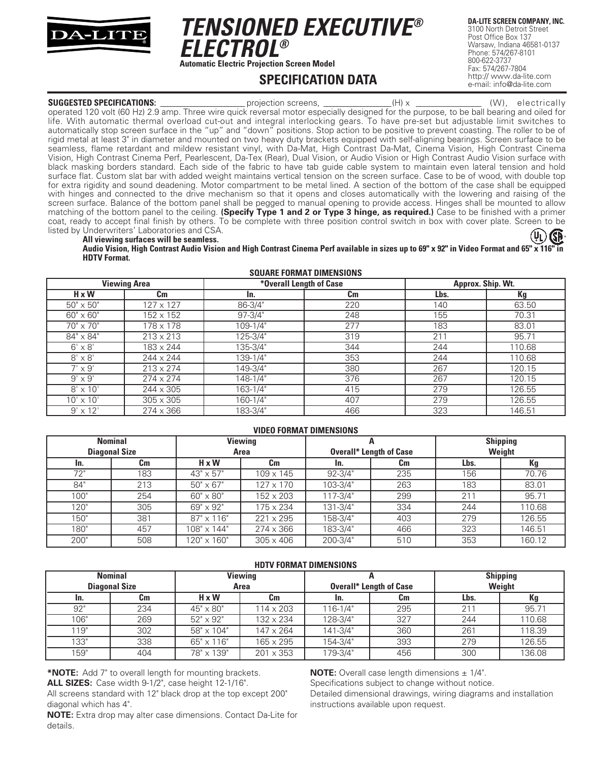DA-LITE

# TENSIONED EXECUTIVE® ELECTROL®

**Automatic Electric Projection Screen Model**

## SPECIFICATION DATA

**DA-LITE SCREEN COMPANY, INC.**
3100 North Detroit Street
Post Office Box 137
Warsaw, Indiana 46581-0137
Phone: 574/267-8101
800-622-3737
Fax: 574/267-7804
http:// www.da-lite.com
e-mail: info@da-lite.com

**SUGGESTED SPECIFICATIONS:** ___________________ projection screens, _______________(H) x _______________ (W), electrically operated 120 volt (60 Hz) 2.9 amp. Three wire quick reversal motor especially designed for the purpose, to be ball bearing and oiled for life. With automatic thermal overload cut-out and integral interlocking gears. To have pre-set but adjustable limit switches to automatically stop screen surface in the "up" and "down" positions. Stop action to be positive to prevent coasting. The roller to be of rigid metal at least 3" in diameter and mounted on two heavy duty brackets equipped with self-aligning bearings. Screen surface to be seamless, flame retardant and mildew resistant vinyl, with Da-Mat, High Contrast Da-Mat, Cinema Vision, High Contrast Cinema Vision, High Contrast Cinema Perf, Pearlescent, Da-Tex (Rear), Dual Vision, or Audio Vision or High Contrast Audio Vision surface with black masking borders standard. Each side of the fabric to have tab guide cable system to maintain even lateral tension and hold surface flat. Custom slat bar with added weight maintains vertical tension on the screen surface. Case to be of wood, with double top for extra rigidity and sound deadening. Motor compartment to be metal lined. A section of the bottom of the case shall be equipped with hinges and connected to the drive mechanism so that it opens and closes automatically with the lowering and raising of the screen surface. Balance of the bottom panel shall be pegged to manual opening to provide access. Hinges shall be mounted to allow matching of the bottom panel to the ceiling. **(Specify Type 1 and 2 or Type 3 hinge, as required.)** Case to be finished with a primer coat, ready to accept final finish by others. To be complete with three position control switch in box with cover plate. Screen to be listed by Underwriters' Laboratories and CSA.

**All viewing surfaces will be seamless.**

**Audio Vision, High Contrast Audio Vision and High Contrast Cinema Perf available in sizes up to 69" x 92" in Video Format and 65" x 116" in HDTV Format.**

### SQUARE FORMAT DIMENSIONS

| Viewing Area | | *Overall Length of Case | | Approx. Ship. Wt. | |
|---|---|---|---|---|---|
| H x W | Cm | In. | Cm | Lbs. | Kg |
| 50" x 50" | 127 x 127 | 86-3/4" | 220 | 140 | 63.50 |
| 60" x 60" | 152 x 152 | 97-3/4" | 248 | 155 | 70.31 |
| 70" x 70" | 178 x 178 | 109-1/4" | 277 | 183 | 83.01 |
| 84" x 84" | 213 x 213 | 125-3/4" | 319 | 211 | 95.71 |
| 6' x 8' | 183 x 244 | 135-3/4" | 344 | 244 | 110.68 |
| 8' x 8' | 244 x 244 | 139-1/4" | 353 | 244 | 110.68 |
| 7' x 9' | 213 x 274 | 149-3/4" | 380 | 267 | 120.15 |
| 9' x 9' | 274 x 274 | 148-1/4" | 376 | 267 | 120.15 |
| 8' x 10' | 244 x 305 | 163-1/4" | 415 | 279 | 126.55 |
| 10' x 10' | 305 x 305 | 160-1/4" | 407 | 279 | 126.55 |
| 9' x 12' | 274 x 366 | 183-3/4" | 466 | 323 | 146.51 |

### VIDEO FORMAT DIMENSIONS

| Nominal Diagonal Size | | Viewing Area | | A Overall* Length of Case | | Shipping Weight | |
|---|---|---|---|---|---|---|---|
| In. | Cm | H x W | Cm | In. | Cm | Lbs. | Kg |
| 72" | 183 | 43" x 57" | 109 x 145 | 92-3/4" | 235 | 156 | 70.76 |
| 84" | 213 | 50" x 67" | 127 x 170 | 103-3/4" | 263 | 183 | 83.01 |
| 100" | 254 | 60" x 80" | 152 x 203 | 117-3/4" | 299 | 211 | 95.71 |
| 120" | 305 | 69" x 92" | 175 x 234 | 131-3/4" | 334 | 244 | 110.68 |
| 150" | 381 | 87" x 116" | 221 x 295 | 158-3/4" | 403 | 279 | 126.55 |
| 180" | 457 | 108" x 144" | 274 x 366 | 183-3/4" | 466 | 323 | 146.51 |
| 200" | 508 | 120" x 160" | 305 x 406 | 200-3/4" | 510 | 353 | 160.12 |

### HDTV FORMAT DIMENSIONS

| Nominal Diagonal Size | | Viewing Area | | A Overall* Length of Case | | Shipping Weight | |
|---|---|---|---|---|---|---|---|
| In. | Cm | H x W | Cm | In. | Cm | Lbs. | Kg |
| 92" | 234 | 45" x 80" | 114 x 203 | 116-1/4" | 295 | 211 | 95.71 |
| 106" | 269 | 52" x 92" | 132 x 234 | 128-3/4" | 327 | 244 | 110.68 |
| 119" | 302 | 58" x 104" | 147 x 264 | 141-3/4" | 360 | 261 | 118.39 |
| 133" | 338 | 65" x 116" | 165 x 295 | 154-3/4" | 393 | 279 | 126.55 |
| 159" | 404 | 78" x 139" | 201 x 353 | 179-3/4" | 456 | 300 | 136.08 |

***NOTE:** Add 7" to overall length for mounting brackets.

**ALL SIZES:** Case width 9-1/2", case height 12-1/16".

All screens standard with 12" black drop at the top except 200" diagonal which has 4".

**NOTE:** Extra drop may alter case dimensions. Contact Da-Lite for details.

**NOTE:** Overall case length dimensions ± 1/4".

Specifications subject to change without notice.

Detailed dimensional drawings, wiring diagrams and installation instructions available upon request.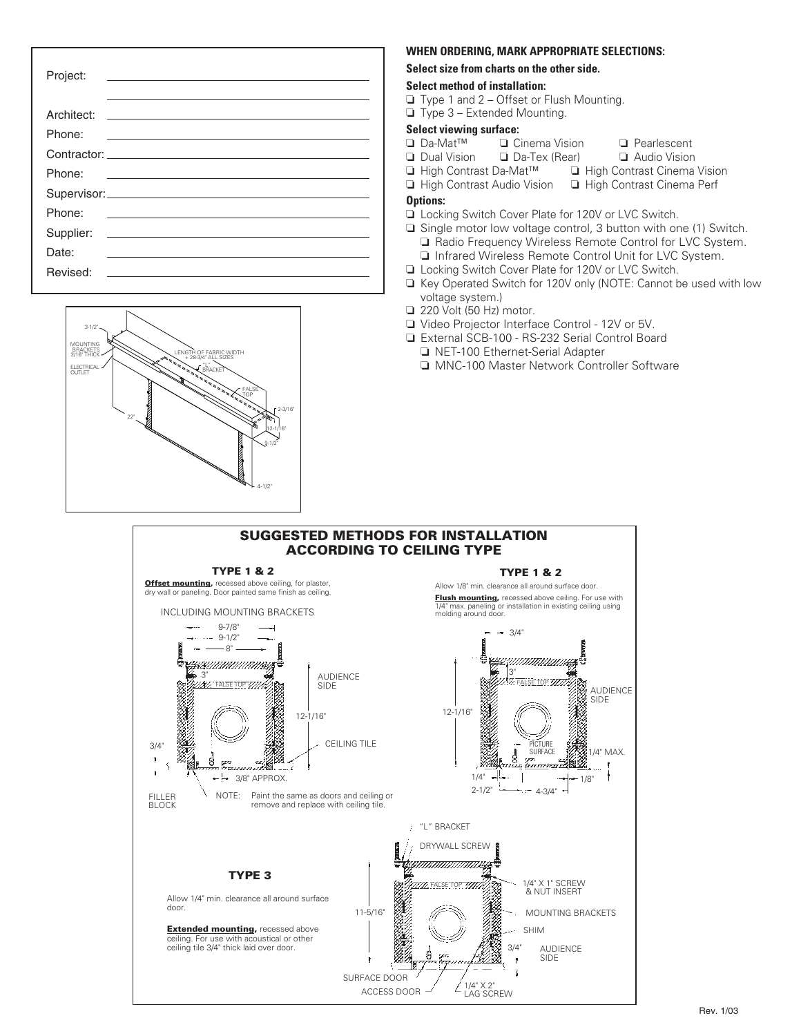| | |
|---|---|
| Project: | |
| | |
| Architect: | |
| Phone: | |
| Contractor: | |
| Phone: | |
| Supervisor: | |
| Phone: | |
| Supplier: | |
| Date: | |
| Revised: | |

3-1/2"
MOUNTING BRACKETS 3/16" THICK
ELECTRICAL OUTLET
LENGTH OF FABRIC WIDTH + 28-3/4" ALL SIZES
"L" BRACKET
FALSE TOP
2-3/16"
12-1/16"
9-1/2"
22"
4-1/2"

**WHEN ORDERING, MARK APPROPRIATE SELECTIONS:**

**Select size from charts on the other side.**

**Select method of installation:**

- ❑ Type 1 and 2 – Offset or Flush Mounting.
- ❑ Type 3 – Extended Mounting.

**Select viewing surface:**

- ❑ Da-Mat™ ❑ Cinema Vision ❑ Pearlescent
- ❑ Dual Vision ❑ Da-Tex (Rear) ❑ Audio Vision
- ❑ High Contrast Da-Mat™ ❑ High Contrast Cinema Vision
- ❑ High Contrast Audio Vision ❑ High Contrast Cinema Perf

**Options:**

- ❑ Locking Switch Cover Plate for 120V or LVC Switch.
- ❑ Single motor low voltage control, 3 button with one (1) Switch.
  - ❑ Radio Frequency Wireless Remote Control for LVC System.
  - ❑ Infrared Wireless Remote Control Unit for LVC System.
- ❑ Locking Switch Cover Plate for 120V or LVC Switch.
- ❑ Key Operated Switch for 120V only (NOTE: Cannot be used with low voltage system.)
- ❑ 220 Volt (50 Hz) motor.
- ❑ Video Projector Interface Control - 12V or 5V.
- ❑ External SCB-100 - RS-232 Serial Control Board
  - ❑ NET-100 Ethernet-Serial Adapter
  - ❑ MNC-100 Master Network Controller Software

## SUGGESTED METHODS FOR INSTALLATION ACCORDING TO CEILING TYPE

### TYPE 1 & 2

**Offset mounting,** recessed above ceiling, for plaster, dry wall or paneling. Door painted same finish as ceiling.

INCLUDING MOUNTING BRACKETS

9-7/8"
9-1/2"
8"
3"
FALSE TOP
AUDIENCE SIDE
12-1/16"
CEILING TILE
3/4"
3/8" APPROX.
FILLER BLOCK

NOTE: Paint the same as doors and ceiling or remove and replace with ceiling tile.

### TYPE 1 & 2

Allow 1/8" min. clearance all around surface door.

**Flush mounting,** recessed above ceiling. For use with 1/4" max. paneling or installation in existing ceiling using molding around door.

3/4"
3"
FALSE TOP
AUDIENCE SIDE
12-1/16"
PICTURE SURFACE
1/4" MAX.
1/4"
2-1/2"
4-3/4"
1/8"

### TYPE 3

Allow 1/4" min. clearance all around surface door.

**Extended mounting,** recessed above ceiling. For use with acoustical or other ceiling tile 3/4" thick laid over door.

"L" BRACKET
DRYWALL SCREW
FALSE TOP
1/4" X 1" SCREW & NUT INSERT
11-5/16"
MOUNTING BRACKETS
SHIM
3/4"
AUDIENCE SIDE
SURFACE DOOR
ACCESS DOOR
1/4" X 2" LAG SCREW

Rev. 1/03